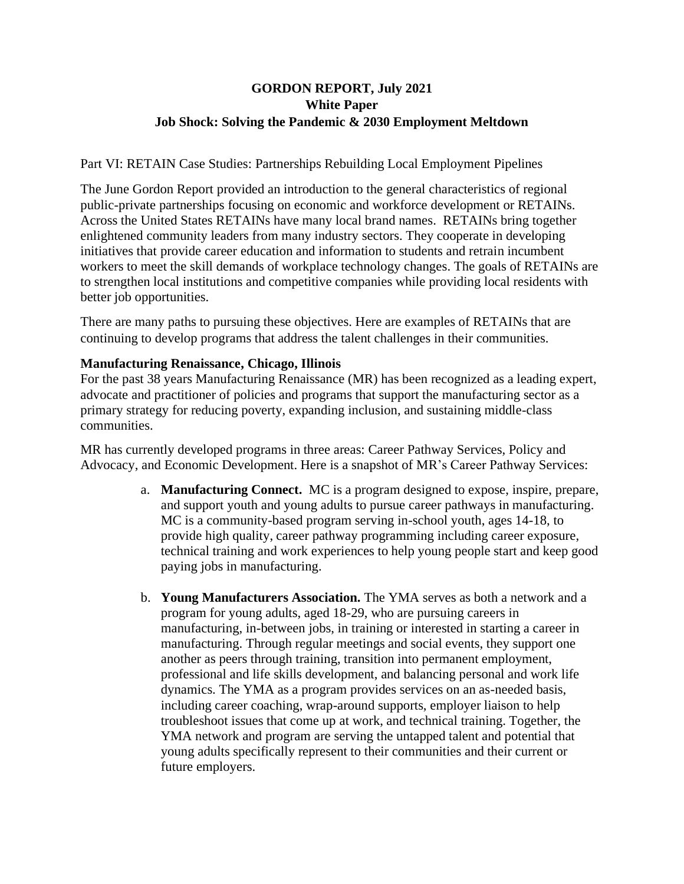# GORDON REPORT, July 2021
## White Paper
## Job Shock: Solving the Pandemic & 2030 Employment Meltdown

Part VI: RETAIN Case Studies: Partnerships Rebuilding Local Employment Pipelines

The June Gordon Report provided an introduction to the general characteristics of regional public-private partnerships focusing on economic and workforce development or RETAINs. Across the United States RETAINs have many local brand names. RETAINs bring together enlightened community leaders from many industry sectors. They cooperate in developing initiatives that provide career education and information to students and retrain incumbent workers to meet the skill demands of workplace technology changes. The goals of RETAINs are to strengthen local institutions and competitive companies while providing local residents with better job opportunities.

There are many paths to pursuing these objectives. Here are examples of RETAINs that are continuing to develop programs that address the talent challenges in their communities.

**Manufacturing Renaissance, Chicago, Illinois**

For the past 38 years Manufacturing Renaissance (MR) has been recognized as a leading expert, advocate and practitioner of policies and programs that support the manufacturing sector as a primary strategy for reducing poverty, expanding inclusion, and sustaining middle-class communities.

MR has currently developed programs in three areas: Career Pathway Services, Policy and Advocacy, and Economic Development. Here is a snapshot of MR's Career Pathway Services:

a. **Manufacturing Connect.** MC is a program designed to expose, inspire, prepare, and support youth and young adults to pursue career pathways in manufacturing. MC is a community-based program serving in-school youth, ages 14-18, to provide high quality, career pathway programming including career exposure, technical training and work experiences to help young people start and keep good paying jobs in manufacturing.

b. **Young Manufacturers Association.** The YMA serves as both a network and a program for young adults, aged 18-29, who are pursuing careers in manufacturing, in-between jobs, in training or interested in starting a career in manufacturing. Through regular meetings and social events, they support one another as peers through training, transition into permanent employment, professional and life skills development, and balancing personal and work life dynamics. The YMA as a program provides services on an as-needed basis, including career coaching, wrap-around supports, employer liaison to help troubleshoot issues that come up at work, and technical training. Together, the YMA network and program are serving the untapped talent and potential that young adults specifically represent to their communities and their current or future employers.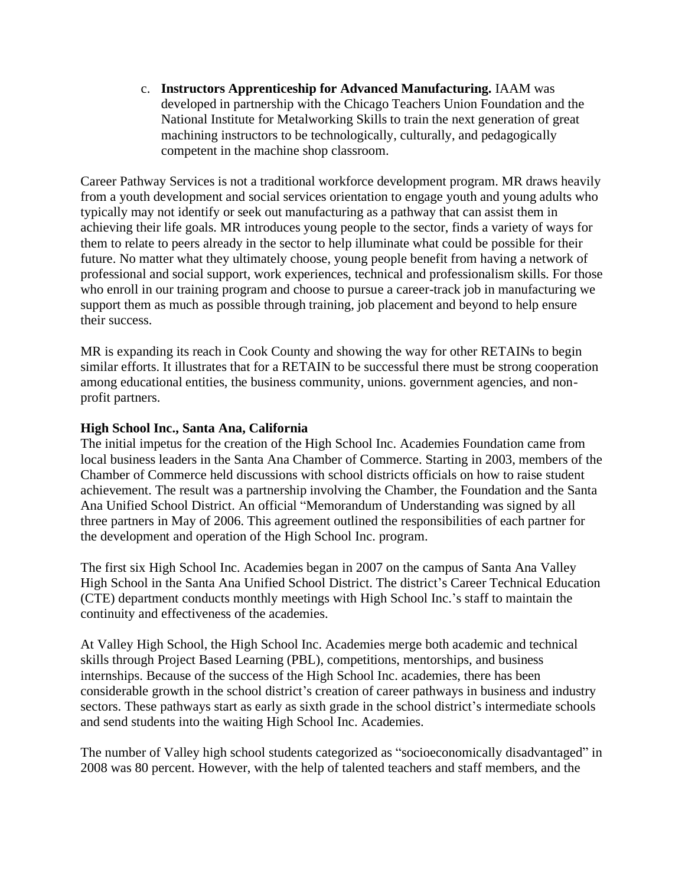c. **Instructors Apprenticeship for Advanced Manufacturing.** IAAM was developed in partnership with the Chicago Teachers Union Foundation and the National Institute for Metalworking Skills to train the next generation of great machining instructors to be technologically, culturally, and pedagogically competent in the machine shop classroom.

Career Pathway Services is not a traditional workforce development program. MR draws heavily from a youth development and social services orientation to engage youth and young adults who typically may not identify or seek out manufacturing as a pathway that can assist them in achieving their life goals. MR introduces young people to the sector, finds a variety of ways for them to relate to peers already in the sector to help illuminate what could be possible for their future. No matter what they ultimately choose, young people benefit from having a network of professional and social support, work experiences, technical and professionalism skills. For those who enroll in our training program and choose to pursue a career-track job in manufacturing we support them as much as possible through training, job placement and beyond to help ensure their success.

MR is expanding its reach in Cook County and showing the way for other RETAINs to begin similar efforts. It illustrates that for a RETAIN to be successful there must be strong cooperation among educational entities, the business community, unions. government agencies, and non-profit partners.

**High School Inc., Santa Ana, California**

The initial impetus for the creation of the High School Inc. Academies Foundation came from local business leaders in the Santa Ana Chamber of Commerce. Starting in 2003, members of the Chamber of Commerce held discussions with school districts officials on how to raise student achievement. The result was a partnership involving the Chamber, the Foundation and the Santa Ana Unified School District. An official "Memorandum of Understanding was signed by all three partners in May of 2006. This agreement outlined the responsibilities of each partner for the development and operation of the High School Inc. program.

The first six High School Inc. Academies began in 2007 on the campus of Santa Ana Valley High School in the Santa Ana Unified School District. The district's Career Technical Education (CTE) department conducts monthly meetings with High School Inc.'s staff to maintain the continuity and effectiveness of the academies.

At Valley High School, the High School Inc. Academies merge both academic and technical skills through Project Based Learning (PBL), competitions, mentorships, and business internships. Because of the success of the High School Inc. academies, there has been considerable growth in the school district's creation of career pathways in business and industry sectors. These pathways start as early as sixth grade in the school district's intermediate schools and send students into the waiting High School Inc. Academies.

The number of Valley high school students categorized as "socioeconomically disadvantaged" in 2008 was 80 percent. However, with the help of talented teachers and staff members, and the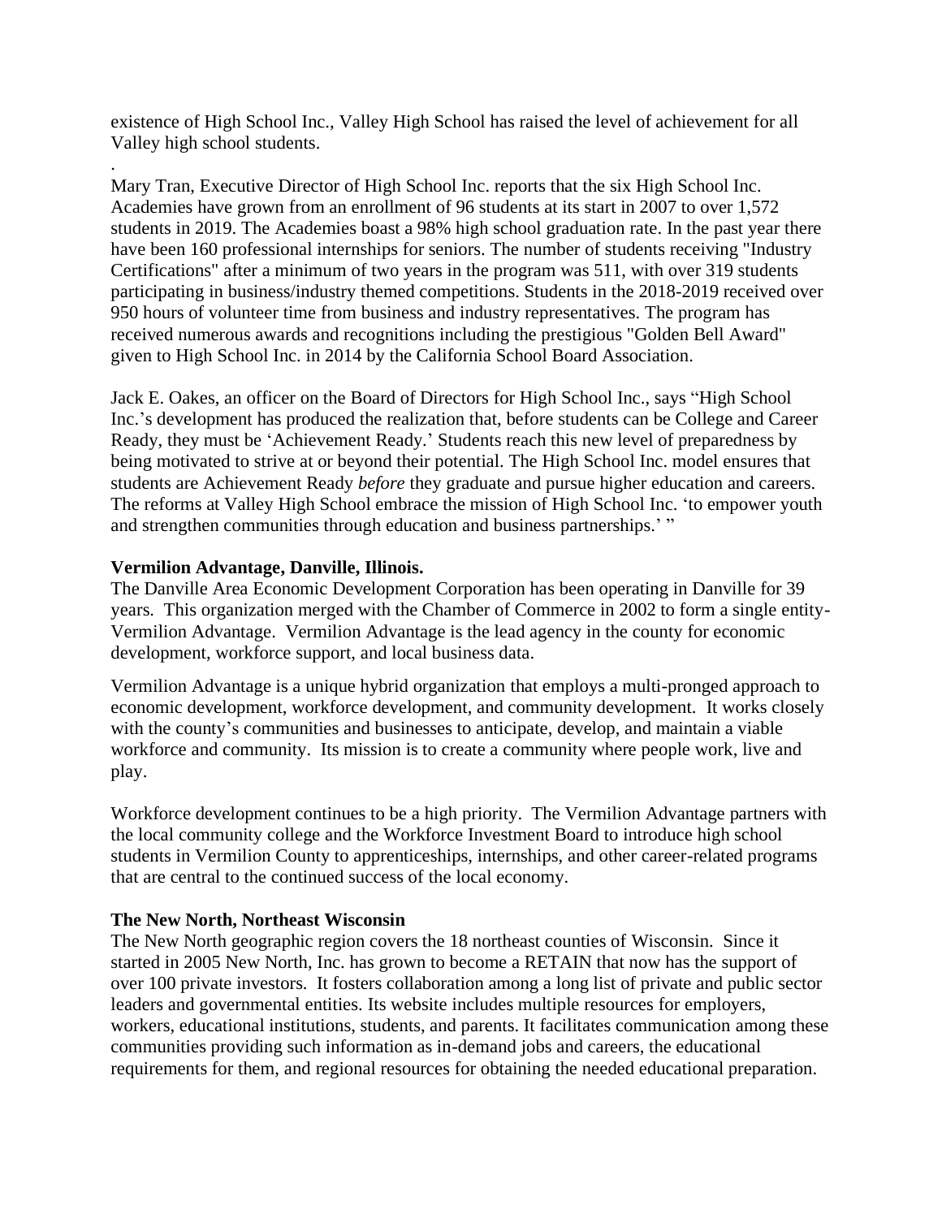existence of High School Inc., Valley High School has raised the level of achievement for all Valley high school students.

.

Mary Tran, Executive Director of High School Inc. reports that the six High School Inc. Academies have grown from an enrollment of 96 students at its start in 2007 to over 1,572 students in 2019. The Academies boast a 98% high school graduation rate. In the past year there have been 160 professional internships for seniors. The number of students receiving "Industry Certifications" after a minimum of two years in the program was 511, with over 319 students participating in business/industry themed competitions. Students in the 2018-2019 received over 950 hours of volunteer time from business and industry representatives. The program has received numerous awards and recognitions including the prestigious "Golden Bell Award" given to High School Inc. in 2014 by the California School Board Association.

Jack E. Oakes, an officer on the Board of Directors for High School Inc., says "High School Inc.'s development has produced the realization that, before students can be College and Career Ready, they must be 'Achievement Ready.' Students reach this new level of preparedness by being motivated to strive at or beyond their potential. The High School Inc. model ensures that students are Achievement Ready *before* they graduate and pursue higher education and careers. The reforms at Valley High School embrace the mission of High School Inc. 'to empower youth and strengthen communities through education and business partnerships.' "

**Vermilion Advantage, Danville, Illinois.**

The Danville Area Economic Development Corporation has been operating in Danville for 39 years. This organization merged with the Chamber of Commerce in 2002 to form a single entity- Vermilion Advantage. Vermilion Advantage is the lead agency in the county for economic development, workforce support, and local business data.

Vermilion Advantage is a unique hybrid organization that employs a multi-pronged approach to economic development, workforce development, and community development. It works closely with the county's communities and businesses to anticipate, develop, and maintain a viable workforce and community. Its mission is to create a community where people work, live and play.

Workforce development continues to be a high priority. The Vermilion Advantage partners with the local community college and the Workforce Investment Board to introduce high school students in Vermilion County to apprenticeships, internships, and other career-related programs that are central to the continued success of the local economy.

**The New North, Northeast Wisconsin**

The New North geographic region covers the 18 northeast counties of Wisconsin. Since it started in 2005 New North, Inc. has grown to become a RETAIN that now has the support of over 100 private investors. It fosters collaboration among a long list of private and public sector leaders and governmental entities. Its website includes multiple resources for employers, workers, educational institutions, students, and parents. It facilitates communication among these communities providing such information as in-demand jobs and careers, the educational requirements for them, and regional resources for obtaining the needed educational preparation.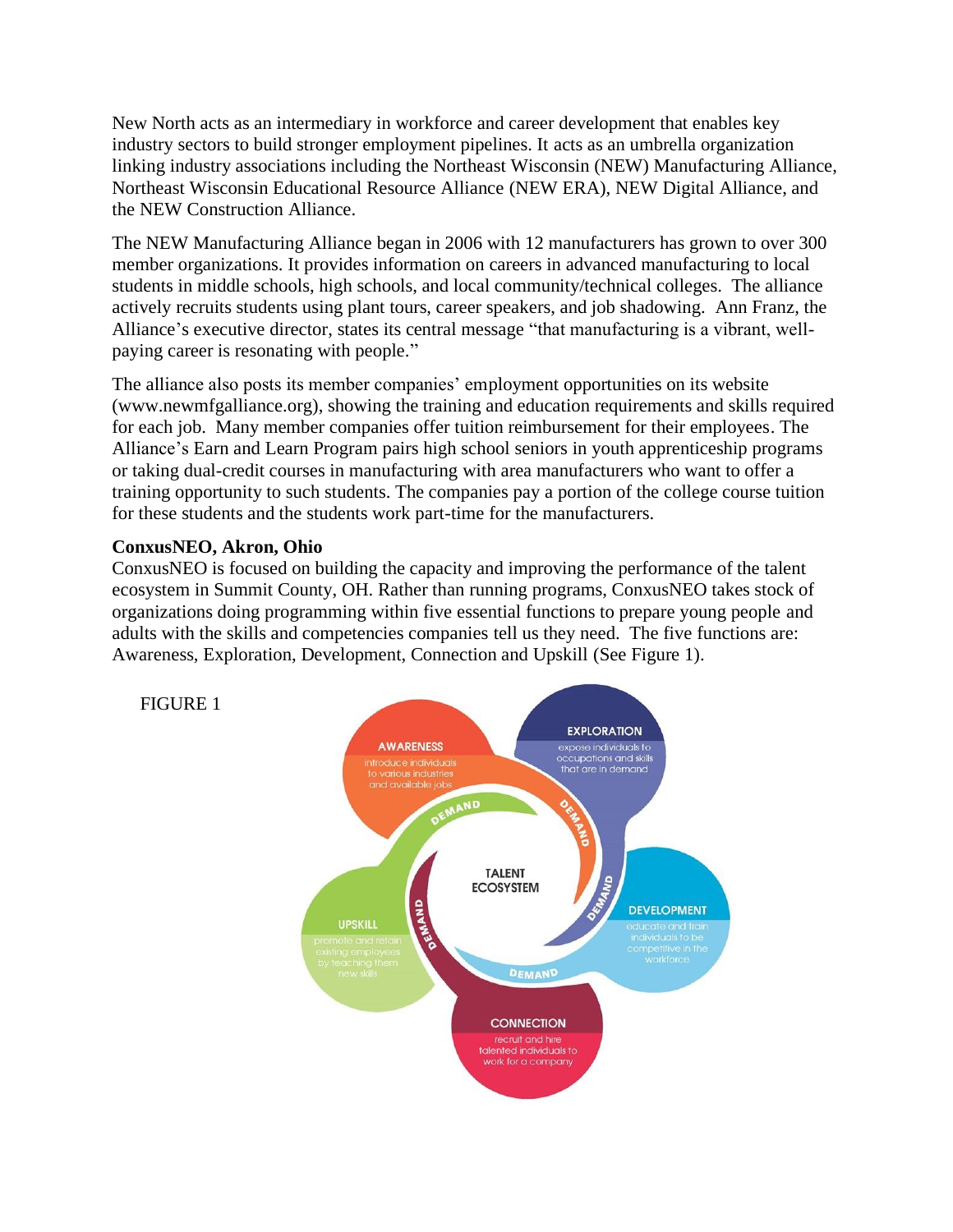New North acts as an intermediary in workforce and career development that enables key industry sectors to build stronger employment pipelines. It acts as an umbrella organization linking industry associations including the Northeast Wisconsin (NEW) Manufacturing Alliance, Northeast Wisconsin Educational Resource Alliance (NEW ERA), NEW Digital Alliance, and the NEW Construction Alliance.

The NEW Manufacturing Alliance began in 2006 with 12 manufacturers has grown to over 300 member organizations. It provides information on careers in advanced manufacturing to local students in middle schools, high schools, and local community/technical colleges. The alliance actively recruits students using plant tours, career speakers, and job shadowing. Ann Franz, the Alliance's executive director, states its central message "that manufacturing is a vibrant, well-paying career is resonating with people."

The alliance also posts its member companies' employment opportunities on its website (www.newmfgalliance.org), showing the training and education requirements and skills required for each job. Many member companies offer tuition reimbursement for their employees. The Alliance's Earn and Learn Program pairs high school seniors in youth apprenticeship programs or taking dual-credit courses in manufacturing with area manufacturers who want to offer a training opportunity to such students. The companies pay a portion of the college course tuition for these students and the students work part-time for the manufacturers.

**ConxusNEO, Akron, Ohio**

ConxusNEO is focused on building the capacity and improving the performance of the talent ecosystem in Summit County, OH. Rather than running programs, ConxusNEO takes stock of organizations doing programming within five essential functions to prepare young people and adults with the skills and competencies companies tell us they need. The five functions are: Awareness, Exploration, Development, Connection and Upskill (See Figure 1).

FIGURE 1

TALENT ECOSYSTEM

AWARENESS — introduce individuals to various industries and available jobs

EXPLORATION — expose individuals to occupations and skills that are in demand

DEVELOPMENT — educate and train individuals to be competitive in the workforce

CONNECTION — recruit and hire talented individuals to work for a company

UPSKILL — promote and retain existing employees by teaching them new skills

DEMAND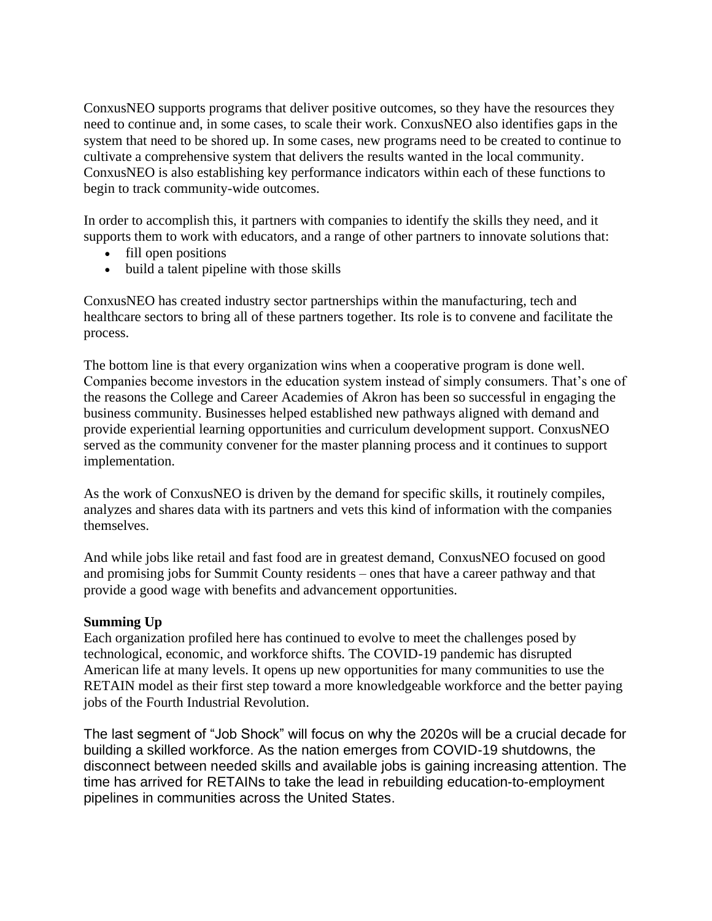ConxusNEO supports programs that deliver positive outcomes, so they have the resources they need to continue and, in some cases, to scale their work. ConxusNEO also identifies gaps in the system that need to be shored up. In some cases, new programs need to be created to continue to cultivate a comprehensive system that delivers the results wanted in the local community. ConxusNEO is also establishing key performance indicators within each of these functions to begin to track community-wide outcomes.

In order to accomplish this, it partners with companies to identify the skills they need, and it supports them to work with educators, and a range of other partners to innovate solutions that:

- fill open positions
- build a talent pipeline with those skills

ConxusNEO has created industry sector partnerships within the manufacturing, tech and healthcare sectors to bring all of these partners together. Its role is to convene and facilitate the process.

The bottom line is that every organization wins when a cooperative program is done well. Companies become investors in the education system instead of simply consumers. That's one of the reasons the College and Career Academies of Akron has been so successful in engaging the business community. Businesses helped established new pathways aligned with demand and provide experiential learning opportunities and curriculum development support. ConxusNEO served as the community convener for the master planning process and it continues to support implementation.

As the work of ConxusNEO is driven by the demand for specific skills, it routinely compiles, analyzes and shares data with its partners and vets this kind of information with the companies themselves.

And while jobs like retail and fast food are in greatest demand, ConxusNEO focused on good and promising jobs for Summit County residents – ones that have a career pathway and that provide a good wage with benefits and advancement opportunities.

**Summing Up**

Each organization profiled here has continued to evolve to meet the challenges posed by technological, economic, and workforce shifts. The COVID-19 pandemic has disrupted American life at many levels. It opens up new opportunities for many communities to use the RETAIN model as their first step toward a more knowledgeable workforce and the better paying jobs of the Fourth Industrial Revolution.

The last segment of "Job Shock" will focus on why the 2020s will be a crucial decade for building a skilled workforce. As the nation emerges from COVID-19 shutdowns, the disconnect between needed skills and available jobs is gaining increasing attention. The time has arrived for RETAINs to take the lead in rebuilding education-to-employment pipelines in communities across the United States.